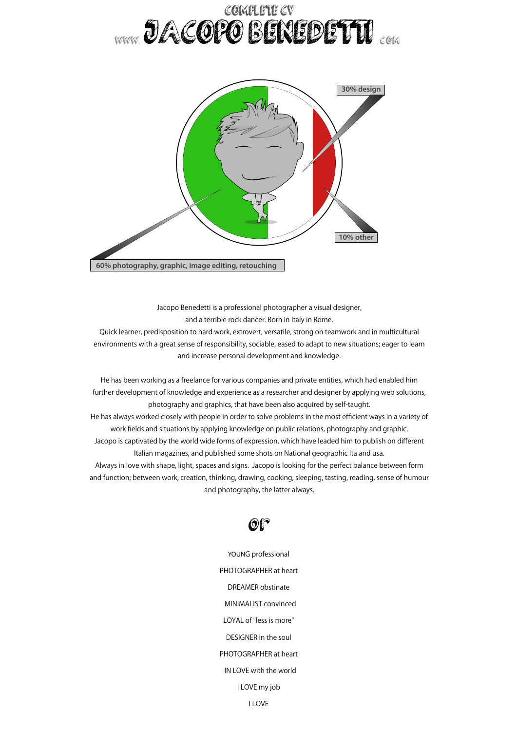COMPLETE CV

# www. JACOPO BENEDETTI .com

30% design

10% other

60% photography, graphic, image editing, retouching

Jacopo Benedetti is a professional photographer a visual designer,
and a terrible rock dancer. Born in Italy in Rome.
Quick learner, predisposition to hard work, extrovert, versatile, strong on teamwork and in multicultural environments with a great sense of responsibility, sociable, eased to adapt to new situations; eager to learn and increase personal development and knowledge.

He has been working as a freelance for various companies and private entities, which had enabled him further development of knowledge and experience as a researcher and designer by applying web solutions, photography and graphics, that have been also acquired by self-taught.
He has always worked closely with people in order to solve problems in the most efficient ways in a variety of work fields and situations by applying knowledge on public relations, photography and graphic.
Jacopo is captivated by the world wide forms of expression, which have leaded him to publish on different Italian magazines, and published some shots on National geographic Ita and usa.
Always in love with shape, light, spaces and signs. Jacopo is looking for the perfect balance between form and function; between work, creation, thinking, drawing, cooking, sleeping, tasting, reading, sense of humour and photography, the latter always.

## or

YOUNG professional

PHOTOGRAPHER at heart

DREAMER obstinate

MINIMALIST convinced

LOYAL of "less is more"

DESIGNER in the soul

PHOTOGRAPHER at heart

IN LOVE with the world

I LOVE my job

I LOVE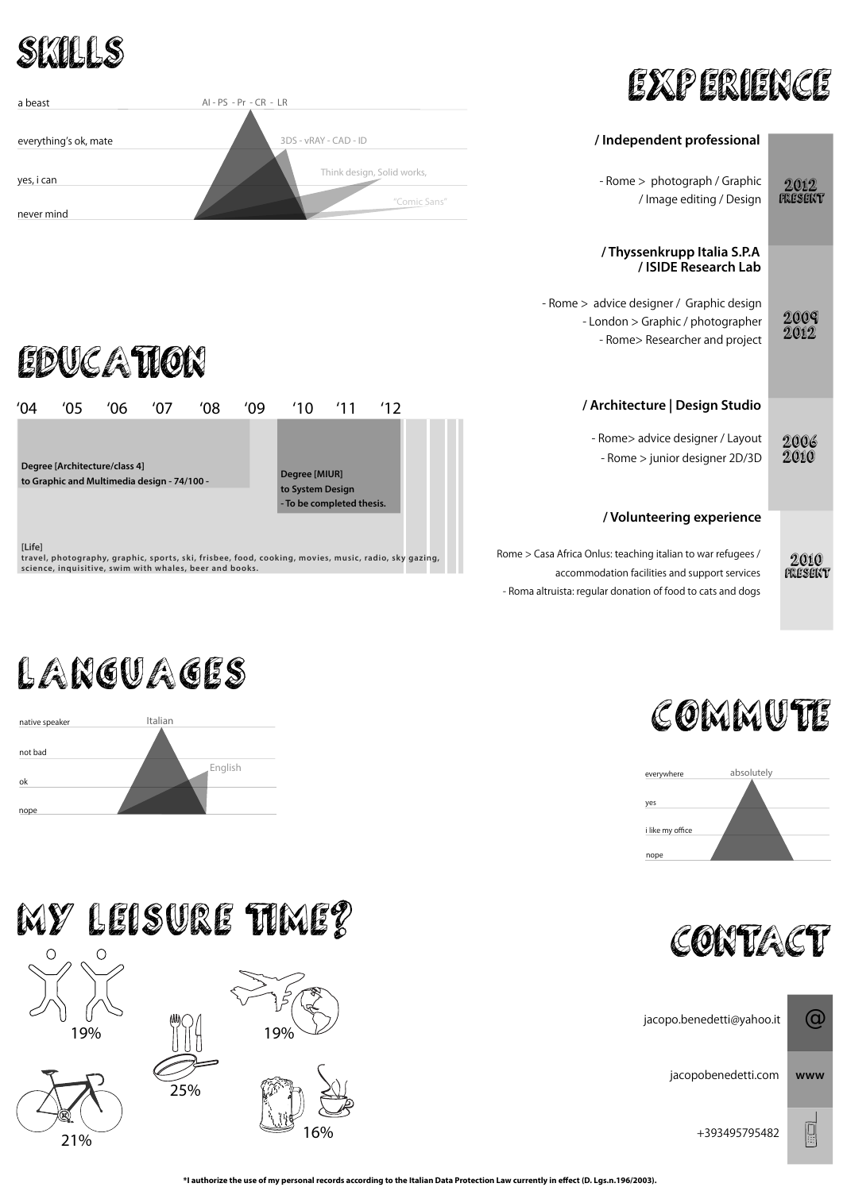# SKILLS

a beast

everything's ok, mate

yes, i can

never mind

AI - PS - Pr - CR - LR

3DS - vRAY - CAD - ID

Think design, Solid works,

"Comic Sans"

# EXPERIENCE

**/ Independent professional**

- Rome > photograph / Graphic / Image editing / Design

2012 PRESENT

**/ Thyssenkrupp Italia S.P.A / ISIDE Research Lab**

- Rome > advice designer / Graphic design
- London > Graphic / photographer
- Rome> Researcher and project

2009 2012

**/ Architecture | Design Studio**

- Rome> advice designer / Layout
- Rome > junior designer 2D/3D

2006 2010

**/ Volunteering experience**

Rome > Casa Africa Onlus: teaching italian to war refugees / accommodation facilities and support services
- Roma altruista: regular donation of food to cats and dogs

2010 PRESENT

# EDUCATION

'04 '05 '06 '07 '08 '09 '10 '11 '12

**Degree [Architecture/class 4] to Graphic and Multimedia design - 74/100 -**

**Degree [MIUR] to System Design - To be completed thesis.**

[Life]
**travel, photography, graphic, sports, ski, frisbee, food, cooking, movies, music, radio, sky gazing, science, inquisitive, swim with whales, beer and books.**

# LANGUAGES

native speaker

not bad

ok

nope

Italian

English

# COMMUTE

everywhere

yes

i like my office

nope

absolutely

# MY LEISURE TIME?

19%

19%

25%

21%

16%

# CONTACT

jacopo.benedetti@yahoo.it

jacopobenedetti.com

+393495795482

@

www

**\*I authorize the use of my personal records according to the Italian Data Protection Law currently in effect (D. Lgs.n.196/2003).**